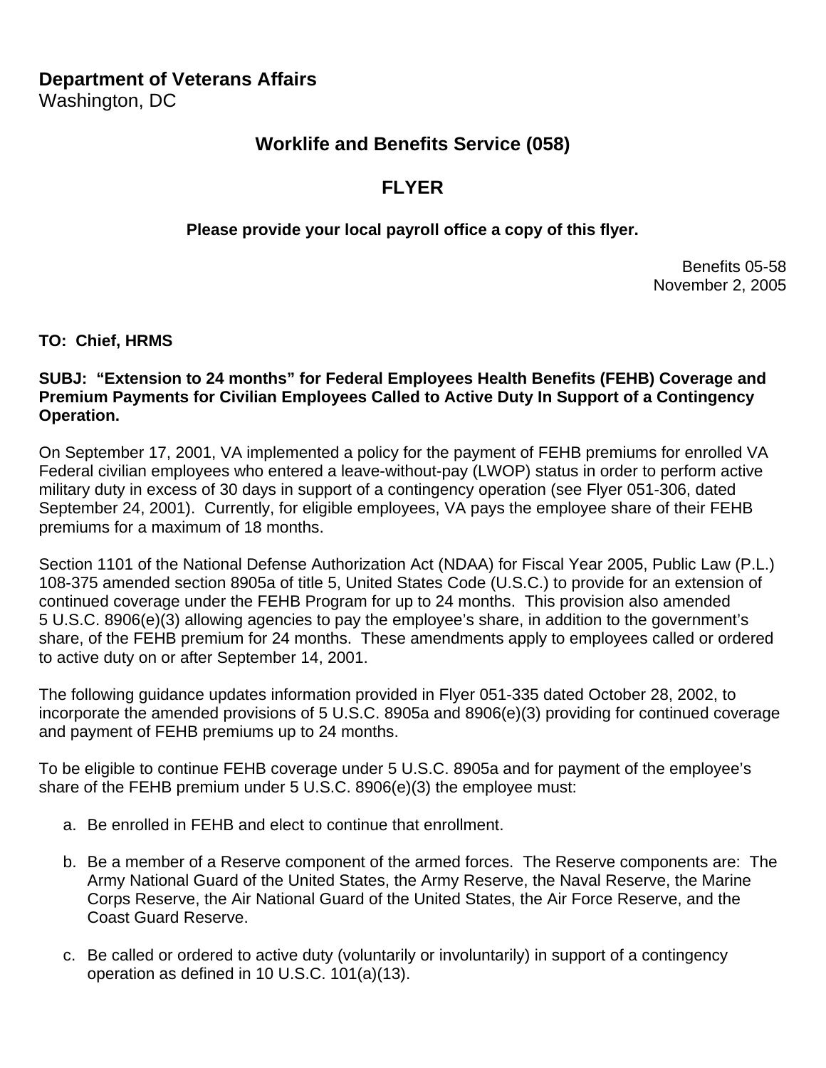**Department of Veterans Affairs**
Washington, DC

## Worklife and Benefits Service (058)

## FLYER

**Please provide your local payroll office a copy of this flyer.**

Benefits 05-58
November 2, 2005

**TO: Chief, HRMS**

**SUBJ: "Extension to 24 months" for Federal Employees Health Benefits (FEHB) Coverage and Premium Payments for Civilian Employees Called to Active Duty In Support of a Contingency Operation.**

On September 17, 2001, VA implemented a policy for the payment of FEHB premiums for enrolled VA Federal civilian employees who entered a leave-without-pay (LWOP) status in order to perform active military duty in excess of 30 days in support of a contingency operation (see Flyer 051-306, dated September 24, 2001). Currently, for eligible employees, VA pays the employee share of their FEHB premiums for a maximum of 18 months.

Section 1101 of the National Defense Authorization Act (NDAA) for Fiscal Year 2005, Public Law (P.L.) 108-375 amended section 8905a of title 5, United States Code (U.S.C.) to provide for an extension of continued coverage under the FEHB Program for up to 24 months. This provision also amended 5 U.S.C. 8906(e)(3) allowing agencies to pay the employee's share, in addition to the government's share, of the FEHB premium for 24 months. These amendments apply to employees called or ordered to active duty on or after September 14, 2001.

The following guidance updates information provided in Flyer 051-335 dated October 28, 2002, to incorporate the amended provisions of 5 U.S.C. 8905a and 8906(e)(3) providing for continued coverage and payment of FEHB premiums up to 24 months.

To be eligible to continue FEHB coverage under 5 U.S.C. 8905a and for payment of the employee's share of the FEHB premium under 5 U.S.C. 8906(e)(3) the employee must:

a. Be enrolled in FEHB and elect to continue that enrollment.

b. Be a member of a Reserve component of the armed forces. The Reserve components are: The Army National Guard of the United States, the Army Reserve, the Naval Reserve, the Marine Corps Reserve, the Air National Guard of the United States, the Air Force Reserve, and the Coast Guard Reserve.

c. Be called or ordered to active duty (voluntarily or involuntarily) in support of a contingency operation as defined in 10 U.S.C. 101(a)(13).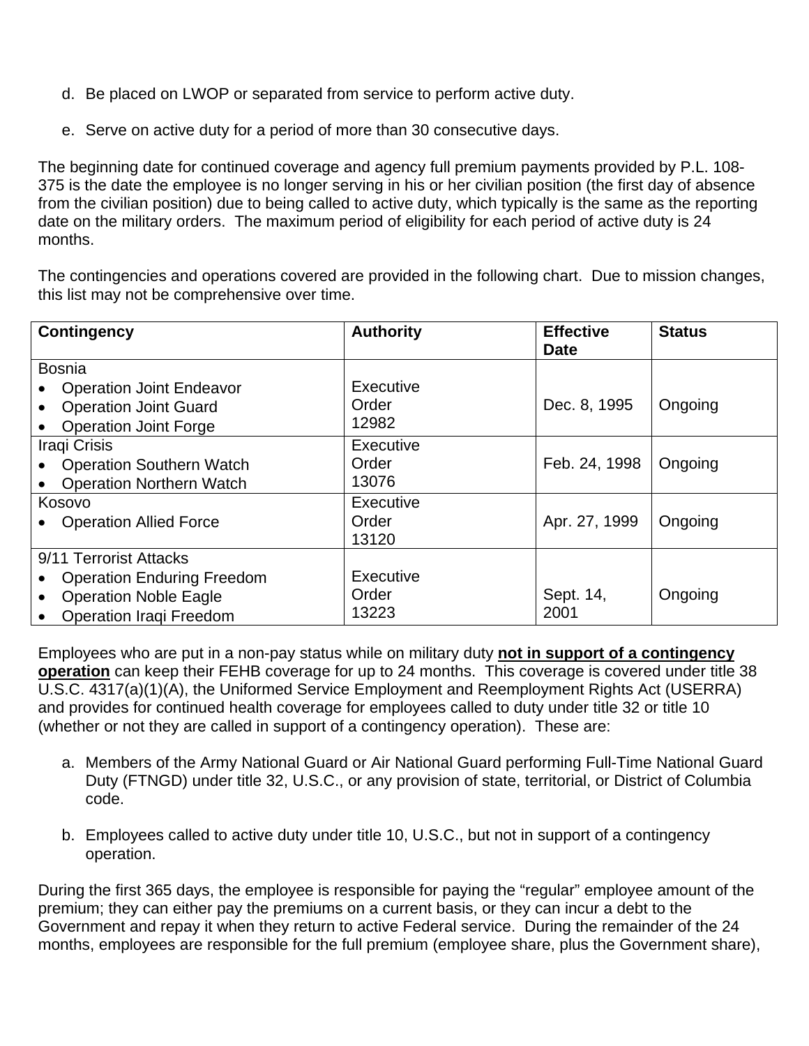d. Be placed on LWOP or separated from service to perform active duty.

e. Serve on active duty for a period of more than 30 consecutive days.

The beginning date for continued coverage and agency full premium payments provided by P.L. 108-375 is the date the employee is no longer serving in his or her civilian position (the first day of absence from the civilian position) due to being called to active duty, which typically is the same as the reporting date on the military orders. The maximum period of eligibility for each period of active duty is 24 months.

The contingencies and operations covered are provided in the following chart. Due to mission changes, this list may not be comprehensive over time.

| Contingency | Authority | Effective Date | Status |
|---|---|---|---|
| Bosnia<br>• Operation Joint Endeavor<br>• Operation Joint Guard<br>• Operation Joint Forge | Executive Order 12982 | Dec. 8, 1995 | Ongoing |
| Iraqi Crisis<br>• Operation Southern Watch<br>• Operation Northern Watch | Executive Order 13076 | Feb. 24, 1998 | Ongoing |
| Kosovo<br>• Operation Allied Force | Executive Order 13120 | Apr. 27, 1999 | Ongoing |
| 9/11 Terrorist Attacks<br>• Operation Enduring Freedom<br>• Operation Noble Eagle<br>• Operation Iraqi Freedom | Executive Order 13223 | Sept. 14, 2001 | Ongoing |

Employees who are put in a non-pay status while on military duty **not in support of a contingency operation** can keep their FEHB coverage for up to 24 months. This coverage is covered under title 38 U.S.C. 4317(a)(1)(A), the Uniformed Service Employment and Reemployment Rights Act (USERRA) and provides for continued health coverage for employees called to duty under title 32 or title 10 (whether or not they are called in support of a contingency operation). These are:

a. Members of the Army National Guard or Air National Guard performing Full-Time National Guard Duty (FTNGD) under title 32, U.S.C., or any provision of state, territorial, or District of Columbia code.

b. Employees called to active duty under title 10, U.S.C., but not in support of a contingency operation.

During the first 365 days, the employee is responsible for paying the "regular" employee amount of the premium; they can either pay the premiums on a current basis, or they can incur a debt to the Government and repay it when they return to active Federal service. During the remainder of the 24 months, employees are responsible for the full premium (employee share, plus the Government share),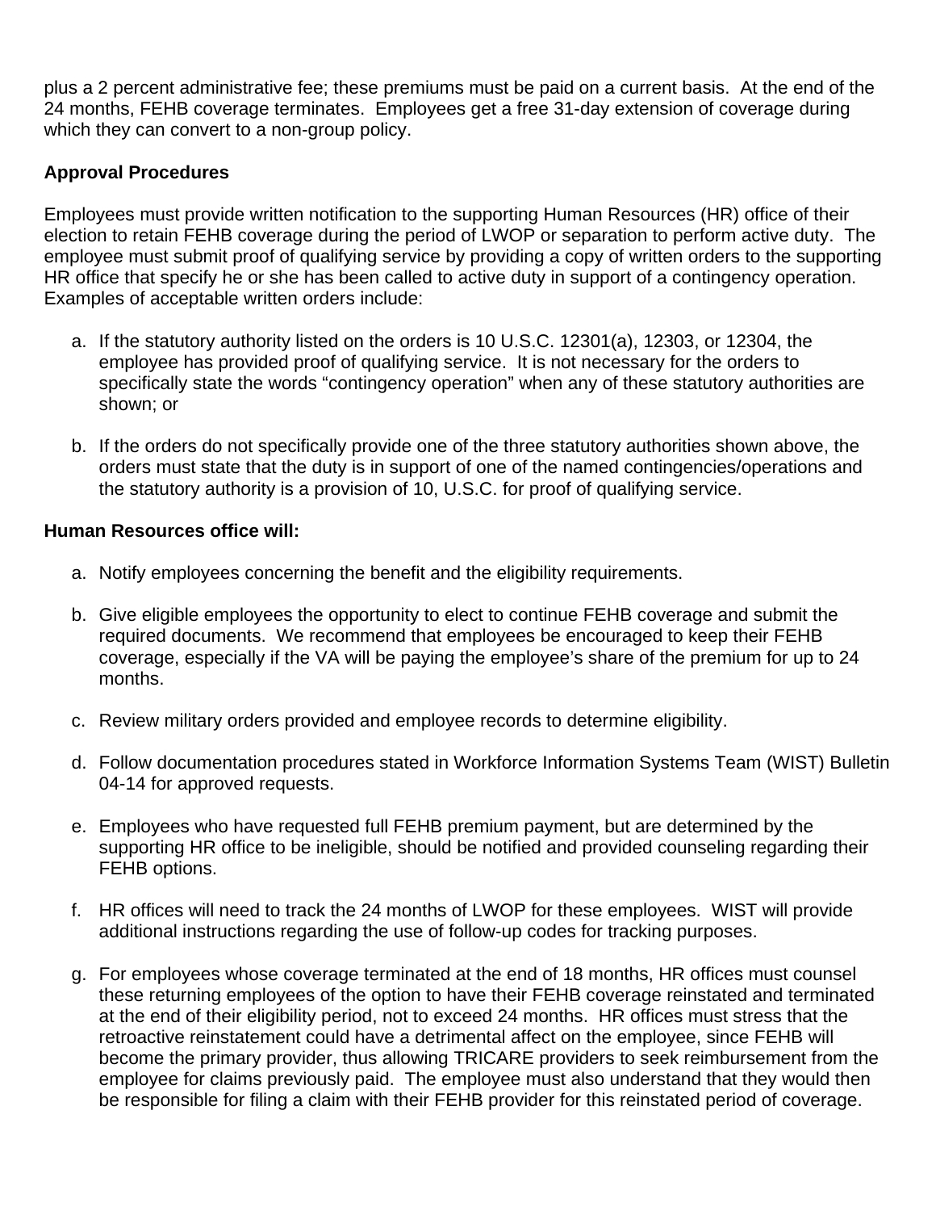plus a 2 percent administrative fee; these premiums must be paid on a current basis. At the end of the 24 months, FEHB coverage terminates. Employees get a free 31-day extension of coverage during which they can convert to a non-group policy.

**Approval Procedures**

Employees must provide written notification to the supporting Human Resources (HR) office of their election to retain FEHB coverage during the period of LWOP or separation to perform active duty. The employee must submit proof of qualifying service by providing a copy of written orders to the supporting HR office that specify he or she has been called to active duty in support of a contingency operation. Examples of acceptable written orders include:

a. If the statutory authority listed on the orders is 10 U.S.C. 12301(a), 12303, or 12304, the employee has provided proof of qualifying service. It is not necessary for the orders to specifically state the words "contingency operation" when any of these statutory authorities are shown; or

b. If the orders do not specifically provide one of the three statutory authorities shown above, the orders must state that the duty is in support of one of the named contingencies/operations and the statutory authority is a provision of 10, U.S.C. for proof of qualifying service.

**Human Resources office will:**

a. Notify employees concerning the benefit and the eligibility requirements.

b. Give eligible employees the opportunity to elect to continue FEHB coverage and submit the required documents. We recommend that employees be encouraged to keep their FEHB coverage, especially if the VA will be paying the employee's share of the premium for up to 24 months.

c. Review military orders provided and employee records to determine eligibility.

d. Follow documentation procedures stated in Workforce Information Systems Team (WIST) Bulletin 04-14 for approved requests.

e. Employees who have requested full FEHB premium payment, but are determined by the supporting HR office to be ineligible, should be notified and provided counseling regarding their FEHB options.

f. HR offices will need to track the 24 months of LWOP for these employees. WIST will provide additional instructions regarding the use of follow-up codes for tracking purposes.

g. For employees whose coverage terminated at the end of 18 months, HR offices must counsel these returning employees of the option to have their FEHB coverage reinstated and terminated at the end of their eligibility period, not to exceed 24 months. HR offices must stress that the retroactive reinstatement could have a detrimental affect on the employee, since FEHB will become the primary provider, thus allowing TRICARE providers to seek reimbursement from the employee for claims previously paid. The employee must also understand that they would then be responsible for filing a claim with their FEHB provider for this reinstated period of coverage.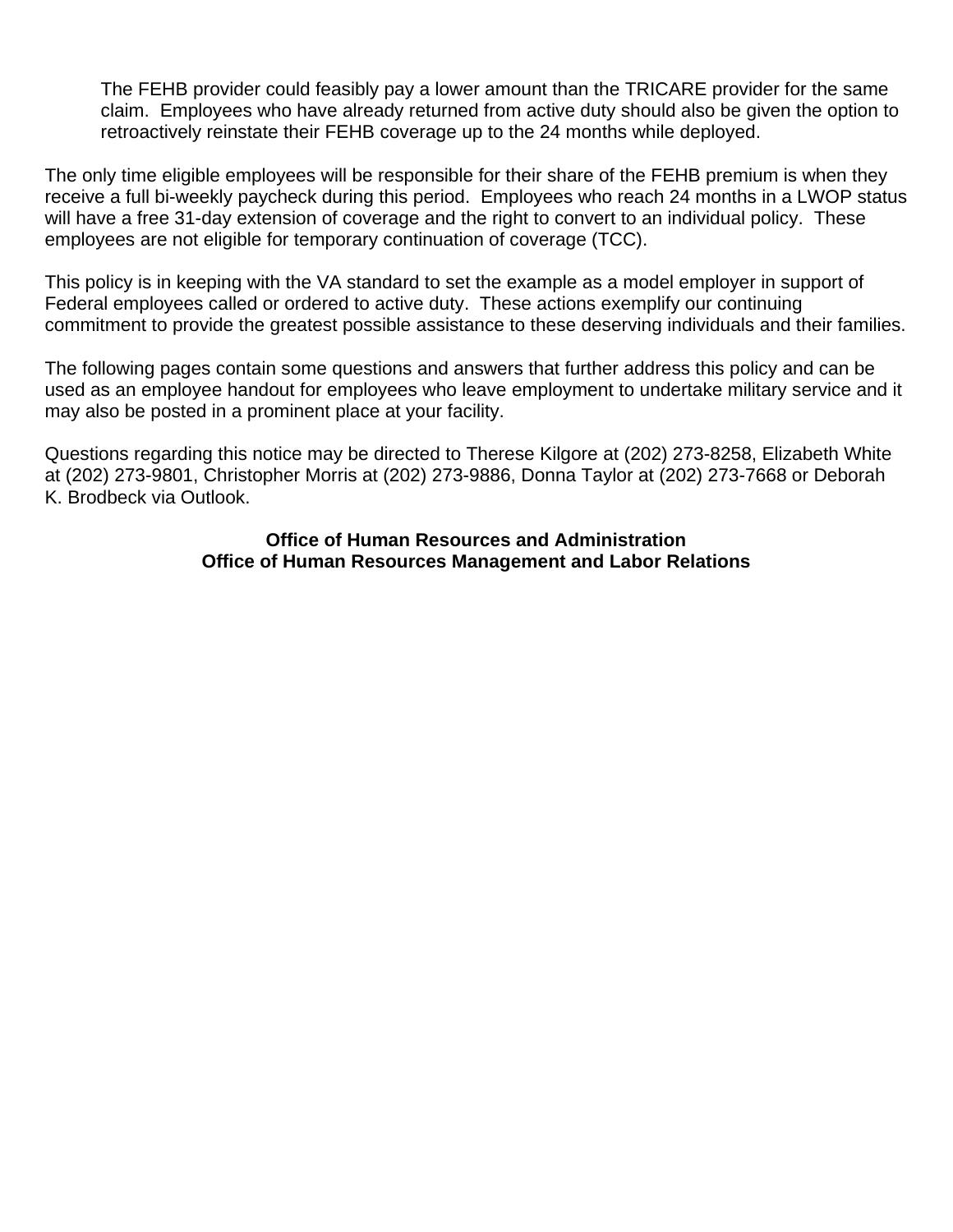The FEHB provider could feasibly pay a lower amount than the TRICARE provider for the same claim. Employees who have already returned from active duty should also be given the option to retroactively reinstate their FEHB coverage up to the 24 months while deployed.

The only time eligible employees will be responsible for their share of the FEHB premium is when they receive a full bi-weekly paycheck during this period. Employees who reach 24 months in a LWOP status will have a free 31-day extension of coverage and the right to convert to an individual policy. These employees are not eligible for temporary continuation of coverage (TCC).

This policy is in keeping with the VA standard to set the example as a model employer in support of Federal employees called or ordered to active duty. These actions exemplify our continuing commitment to provide the greatest possible assistance to these deserving individuals and their families.

The following pages contain some questions and answers that further address this policy and can be used as an employee handout for employees who leave employment to undertake military service and it may also be posted in a prominent place at your facility.

Questions regarding this notice may be directed to Therese Kilgore at (202) 273-8258, Elizabeth White at (202) 273-9801, Christopher Morris at (202) 273-9886, Donna Taylor at (202) 273-7668 or Deborah K. Brodbeck via Outlook.

**Office of Human Resources and Administration**
**Office of Human Resources Management and Labor Relations**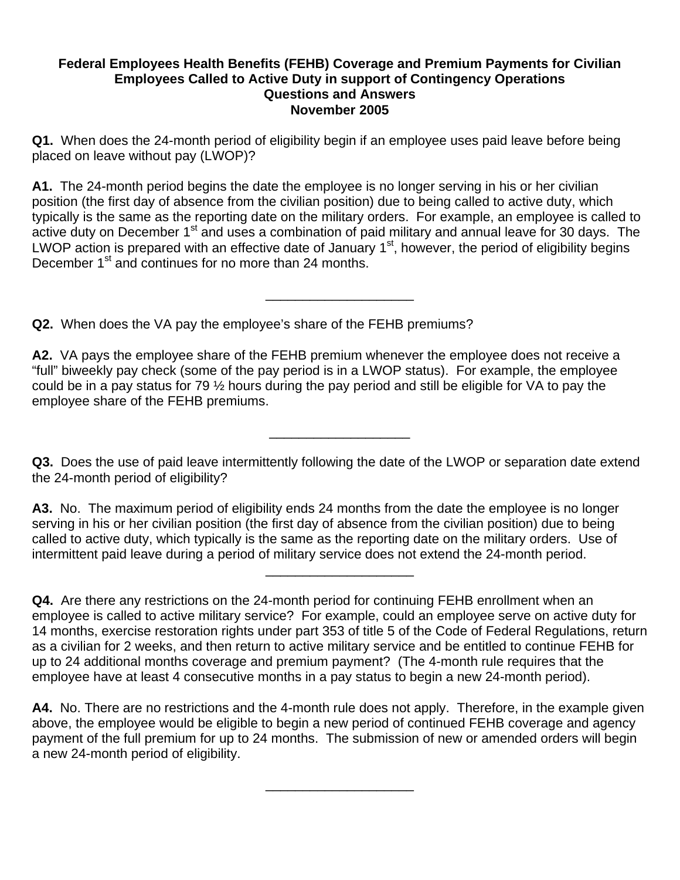**Federal Employees Health Benefits (FEHB) Coverage and Premium Payments for Civilian Employees Called to Active Duty in support of Contingency Operations
Questions and Answers
November 2005**

**Q1.** When does the 24-month period of eligibility begin if an employee uses paid leave before being placed on leave without pay (LWOP)?

**A1.** The 24-month period begins the date the employee is no longer serving in his or her civilian position (the first day of absence from the civilian position) due to being called to active duty, which typically is the same as the reporting date on the military orders. For example, an employee is called to active duty on December 1st and uses a combination of paid military and annual leave for 30 days. The LWOP action is prepared with an effective date of January 1st, however, the period of eligibility begins December 1st and continues for no more than 24 months.

---

**Q2.** When does the VA pay the employee's share of the FEHB premiums?

**A2.** VA pays the employee share of the FEHB premium whenever the employee does not receive a "full" biweekly pay check (some of the pay period is in a LWOP status). For example, the employee could be in a pay status for 79 ½ hours during the pay period and still be eligible for VA to pay the employee share of the FEHB premiums.

---

**Q3.** Does the use of paid leave intermittently following the date of the LWOP or separation date extend the 24-month period of eligibility?

**A3.** No. The maximum period of eligibility ends 24 months from the date the employee is no longer serving in his or her civilian position (the first day of absence from the civilian position) due to being called to active duty, which typically is the same as the reporting date on the military orders. Use of intermittent paid leave during a period of military service does not extend the 24-month period.

---

**Q4.** Are there any restrictions on the 24-month period for continuing FEHB enrollment when an employee is called to active military service? For example, could an employee serve on active duty for 14 months, exercise restoration rights under part 353 of title 5 of the Code of Federal Regulations, return as a civilian for 2 weeks, and then return to active military service and be entitled to continue FEHB for up to 24 additional months coverage and premium payment? (The 4-month rule requires that the employee have at least 4 consecutive months in a pay status to begin a new 24-month period).

**A4.** No. There are no restrictions and the 4-month rule does not apply. Therefore, in the example given above, the employee would be eligible to begin a new period of continued FEHB coverage and agency payment of the full premium for up to 24 months. The submission of new or amended orders will begin a new 24-month period of eligibility.

---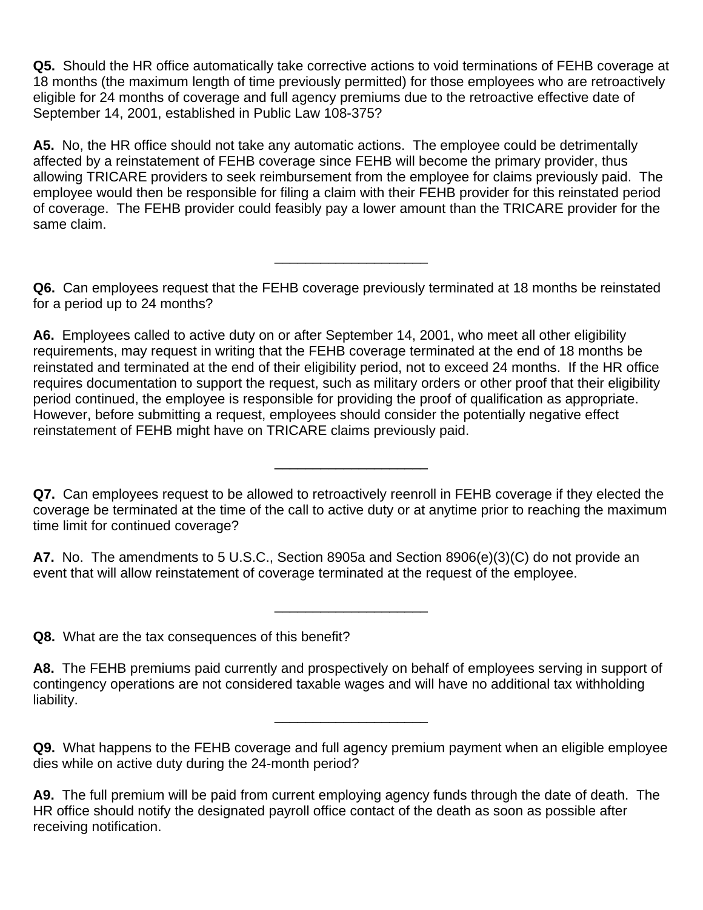**Q5.** Should the HR office automatically take corrective actions to void terminations of FEHB coverage at 18 months (the maximum length of time previously permitted) for those employees who are retroactively eligible for 24 months of coverage and full agency premiums due to the retroactive effective date of September 14, 2001, established in Public Law 108-375?

**A5.** No, the HR office should not take any automatic actions. The employee could be detrimentally affected by a reinstatement of FEHB coverage since FEHB will become the primary provider, thus allowing TRICARE providers to seek reimbursement from the employee for claims previously paid. The employee would then be responsible for filing a claim with their FEHB provider for this reinstated period of coverage. The FEHB provider could feasibly pay a lower amount than the TRICARE provider for the same claim.

---

**Q6.** Can employees request that the FEHB coverage previously terminated at 18 months be reinstated for a period up to 24 months?

**A6.** Employees called to active duty on or after September 14, 2001, who meet all other eligibility requirements, may request in writing that the FEHB coverage terminated at the end of 18 months be reinstated and terminated at the end of their eligibility period, not to exceed 24 months. If the HR office requires documentation to support the request, such as military orders or other proof that their eligibility period continued, the employee is responsible for providing the proof of qualification as appropriate. However, before submitting a request, employees should consider the potentially negative effect reinstatement of FEHB might have on TRICARE claims previously paid.

---

**Q7.** Can employees request to be allowed to retroactively reenroll in FEHB coverage if they elected the coverage be terminated at the time of the call to active duty or at anytime prior to reaching the maximum time limit for continued coverage?

**A7.** No. The amendments to 5 U.S.C., Section 8905a and Section 8906(e)(3)(C) do not provide an event that will allow reinstatement of coverage terminated at the request of the employee.

---

**Q8.** What are the tax consequences of this benefit?

**A8.** The FEHB premiums paid currently and prospectively on behalf of employees serving in support of contingency operations are not considered taxable wages and will have no additional tax withholding liability.

---

**Q9.** What happens to the FEHB coverage and full agency premium payment when an eligible employee dies while on active duty during the 24-month period?

**A9.** The full premium will be paid from current employing agency funds through the date of death. The HR office should notify the designated payroll office contact of the death as soon as possible after receiving notification.